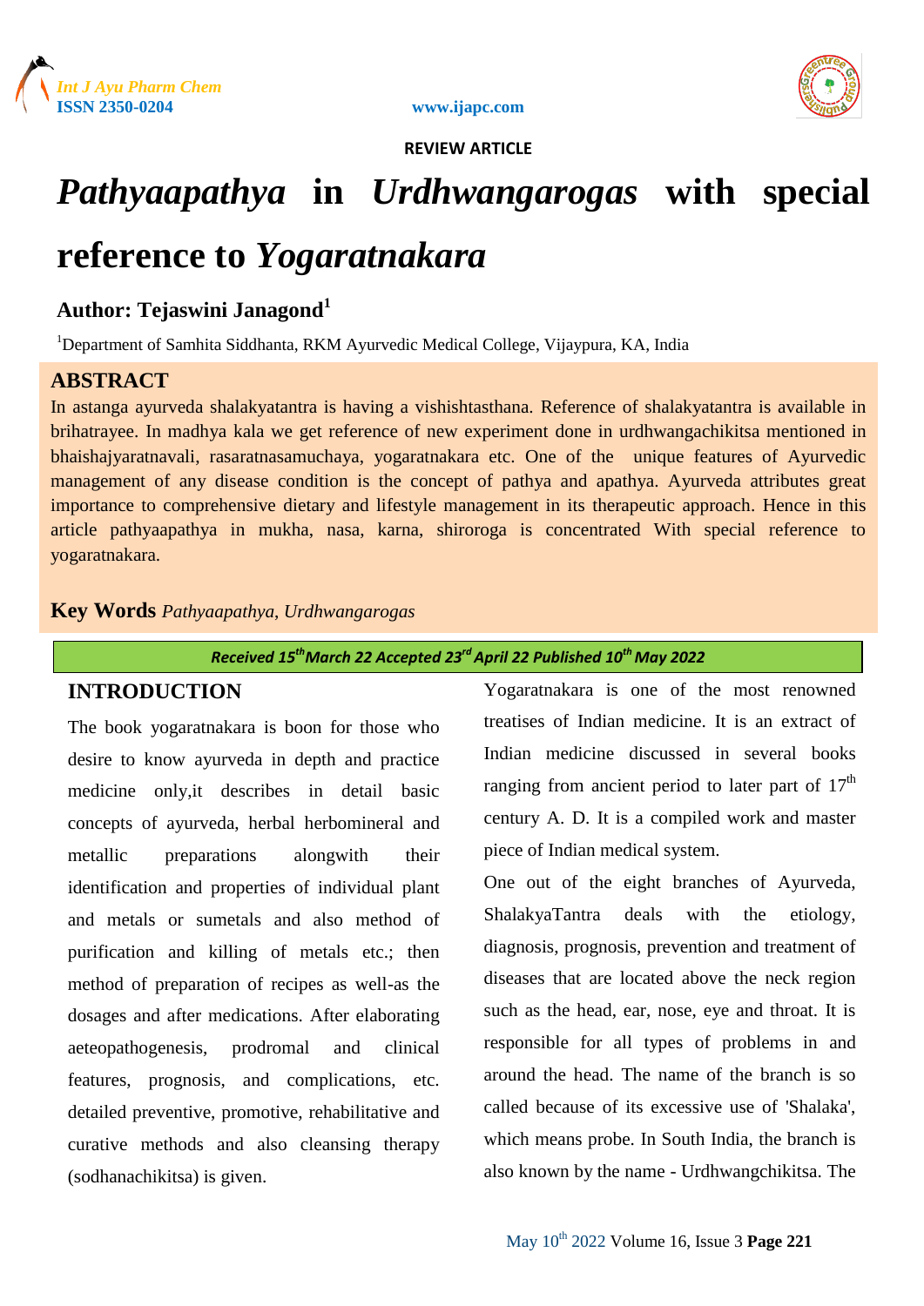REVIEW ARTICLE

# *Pathyaapathya* in *Urdhwangarogas* with special reference to *Yogaratnakara*

**Author: Tejaswini Janagond**[1]

[1]Department of Samhita Siddhanta, RKM Ayurvedic Medical College, Vijaypura, KA, India

## ABSTRACT

In astanga ayurveda shalakyatantra is having a vishishtasthana. Reference of shalakyatantra is available in brihatrayee. In madhya kala we get reference of new experiment done in urdhwangachikitsa mentioned in bhaishajyaratnavali, rasaratnasamuchaya, yogaratnakara etc. One of the unique features of Ayurvedic management of any disease condition is the concept of pathya and apathya. Ayurveda attributes great importance to comprehensive dietary and lifestyle management in its therapeutic approach. Hence in this article pathyaapathya in mukha, nasa, karna, shiroroga is concentrated With special reference to yogaratnakara.

**Key Words** *Pathyaapathya, Urdhwangarogas*

*Received 15th March 22 Accepted 23rd April 22 Published 10th May 2022*

## INTRODUCTION

The book yogaratnakara is boon for those who desire to know ayurveda in depth and practice medicine only,it describes in detail basic concepts of ayurveda, herbal herbomineral and metallic preparations alongwith their identification and properties of individual plant and metals or sumetals and also method of purification and killing of metals etc.; then method of preparation of recipes as well-as the dosages and after medications. After elaborating aeteopathogenesis, prodromal and clinical features, prognosis, and complications, etc. detailed preventive, promotive, rehabilitative and curative methods and also cleansing therapy (sodhanachikitsa) is given.

Yogaratnakara is one of the most renowned treatises of Indian medicine. It is an extract of Indian medicine discussed in several books ranging from ancient period to later part of 17th century A. D. It is a compiled work and master piece of Indian medical system.

One out of the eight branches of Ayurveda, ShalakyaTantra deals with the etiology, diagnosis, prognosis, prevention and treatment of diseases that are located above the neck region such as the head, ear, nose, eye and throat. It is responsible for all types of problems in and around the head. The name of the branch is so called because of its excessive use of 'Shalaka', which means probe. In South India, the branch is also known by the name - Urdhwangchikitsa. The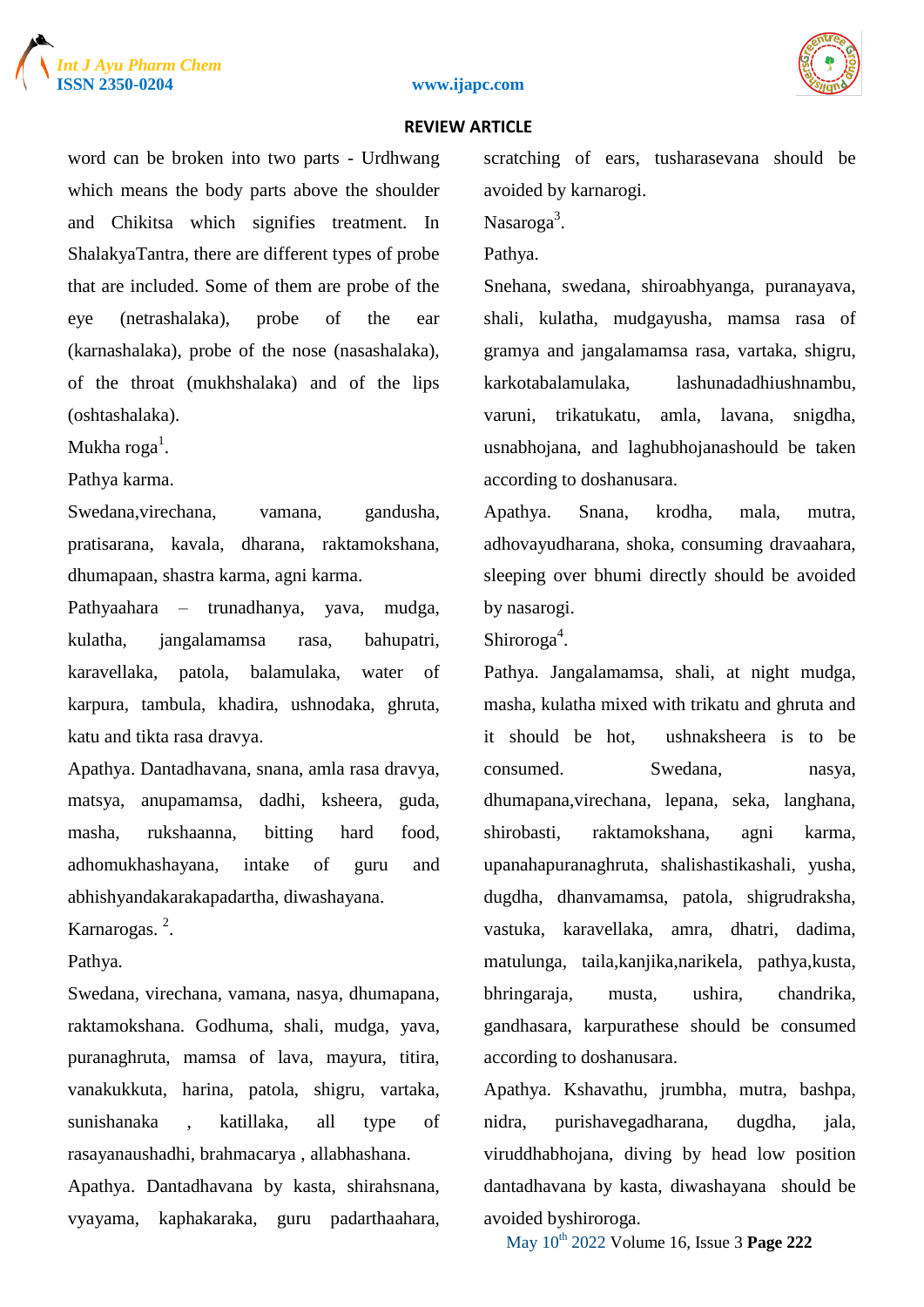word can be broken into two parts - Urdhwang which means the body parts above the shoulder and Chikitsa which signifies treatment. In ShalakyaTantra, there are different types of probe that are included. Some of them are probe of the eye (netrashalaka), probe of the ear (karnashalaka), probe of the nose (nasashalaka), of the throat (mukhshalaka) and of the lips (oshtashalaka).

Mukha roga[1].

Pathya karma.

Swedana,virechana, vamana, gandusha, pratisarana, kavala, dharana, raktamokshana, dhumapaan, shastra karma, agni karma.

Pathyaahara – trunadhanya, yava, mudga, kulatha, jangalamamsa rasa, bahupatri, karavellaka, patola, balamulaka, water of karpura, tambula, khadira, ushnodaka, ghruta, katu and tikta rasa dravya.

Apathya. Dantadhavana, snana, amla rasa dravya, matsya, anupamamsa, dadhi, ksheera, guda, masha, rukshaanna, bitting hard food, adhomukhashayana, intake of guru and abhishyandakarakapadartha, diwashayana.

Karnarogas. [2].

Pathya.

Swedana, virechana, vamana, nasya, dhumapana, raktamokshana. Godhuma, shali, mudga, yava, puranaghruta, mamsa of lava, mayura, titira, vanakukkuta, harina, patola, shigru, vartaka, sunishanaka , katillaka, all type of rasayanaushadhi, brahmacarya , allabhashana.

Apathya. Dantadhavana by kasta, shirahsnana, vyayama, kaphakaraka, guru padarthaahara, scratching of ears, tusharasevana should be avoided by karnarogi.

Nasaroga[3].

Pathya.

Snehana, swedana, shiroabhyanga, puranayava, shali, kulatha, mudgayusha, mamsa rasa of gramya and jangalamamsa rasa, vartaka, shigru, karkotabalamulaka, lashunadadhiushnambu, varuni, trikatukatu, amla, lavana, snigdha, usnabhojana, and laghubhojanashould be taken according to doshanusara.

Apathya. Snana, krodha, mala, mutra, adhovayudharana, shoka, consuming dravaahara, sleeping over bhumi directly should be avoided by nasarogi.

Shiroroga[4].

Pathya. Jangalamamsa, shali, at night mudga, masha, kulatha mixed with trikatu and ghruta and it should be hot, ushnaksheera is to be consumed. Swedana, nasya, dhumapana,virechana, lepana, seka, langhana, shirobasti, raktamokshana, agni karma, upanahapuranaghruta, shalishastikashali, yusha, dugdha, dhanvamamsa, patola, shigrudraksha, vastuka, karavellaka, amra, dhatri, dadima, matulunga, taila,kanjika,narikela, pathya,kusta, bhringaraja, musta, ushira, chandrika, gandhasara, karpurathese should be consumed according to doshanusara.

Apathya. Kshavathu, jrumbha, mutra, bashpa, nidra, purishavegadharana, dugdha, jala, viruddhabhojana, diving by head low position dantadhavana by kasta, diwashayana should be avoided byshiroroga.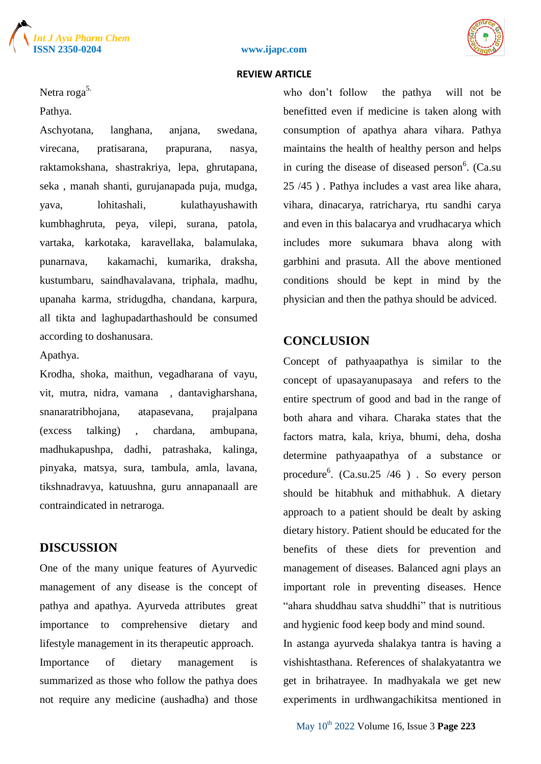Netra roga[5.]

Pathya.

Aschyotana, langhana, anjana, swedana, virecana, pratisarana, prapurana, nasya, raktamokshana, shastrakriya, lepa, ghrutapana, seka , manah shanti, gurujanapada puja, mudga, yava, lohitashali, kulathayushawith kumbhaghruta, peya, vilepi, surana, patola, vartaka, karkotaka, karavellaka, balamulaka, punarnava, kakamachi, kumarika, draksha, kustumbaru, saindhavalavana, triphala, madhu, upanaha karma, stridugdha, chandana, karpura, all tikta and laghupadarthashould be consumed according to doshanusara.

Apathya.

Krodha, shoka, maithun, vegadharana of vayu, vit, mutra, nidra, vamana , dantavigharshana, snanaratribhojana, atapasevana, prajalpana (excess talking) , chardana, ambupana, madhukapushpa, dadhi, patrashaka, kalinga, pinyaka, matsya, sura, tambula, amla, lavana, tikshnadravya, katuushna, guru annapanaall are contraindicated in netraroga.

## DISCUSSION

One of the many unique features of Ayurvedic management of any disease is the concept of pathya and apathya. Ayurveda attributes great importance to comprehensive dietary and lifestyle management in its therapeutic approach.

Importance of dietary management is summarized as those who follow the pathya does not require any medicine (aushadha) and those who don't follow the pathya will not be benefitted even if medicine is taken along with consumption of apathya ahara vihara. Pathya maintains the health of healthy person and helps in curing the disease of diseased person[6]. (Ca.su 25 /45 ) . Pathya includes a vast area like ahara, vihara, dinacarya, ratricharya, rtu sandhi carya and even in this balacarya and vrudhacarya which includes more sukumara bhava along with garbhini and prasuta. All the above mentioned conditions should be kept in mind by the physician and then the pathya should be adviced.

## CONCLUSION

Concept of pathyaapathya is similar to the concept of upasayanupasaya and refers to the entire spectrum of good and bad in the range of both ahara and vihara. Charaka states that the factors matra, kala, kriya, bhumi, deha, dosha determine pathyaapathya of a substance or procedure[6]. (Ca.su.25 /46 ) . So every person should be hitabhuk and mithabhuk. A dietary approach to a patient should be dealt by asking dietary history. Patient should be educated for the benefits of these diets for prevention and management of diseases. Balanced agni plays an important role in preventing diseases. Hence "ahara shuddhau satva shuddhi" that is nutritious and hygienic food keep body and mind sound.

In astanga ayurveda shalakya tantra is having a vishishtasthana. References of shalakyatantra we get in brihatrayee. In madhyakala we get new experiments in urdhwangachikitsa mentioned in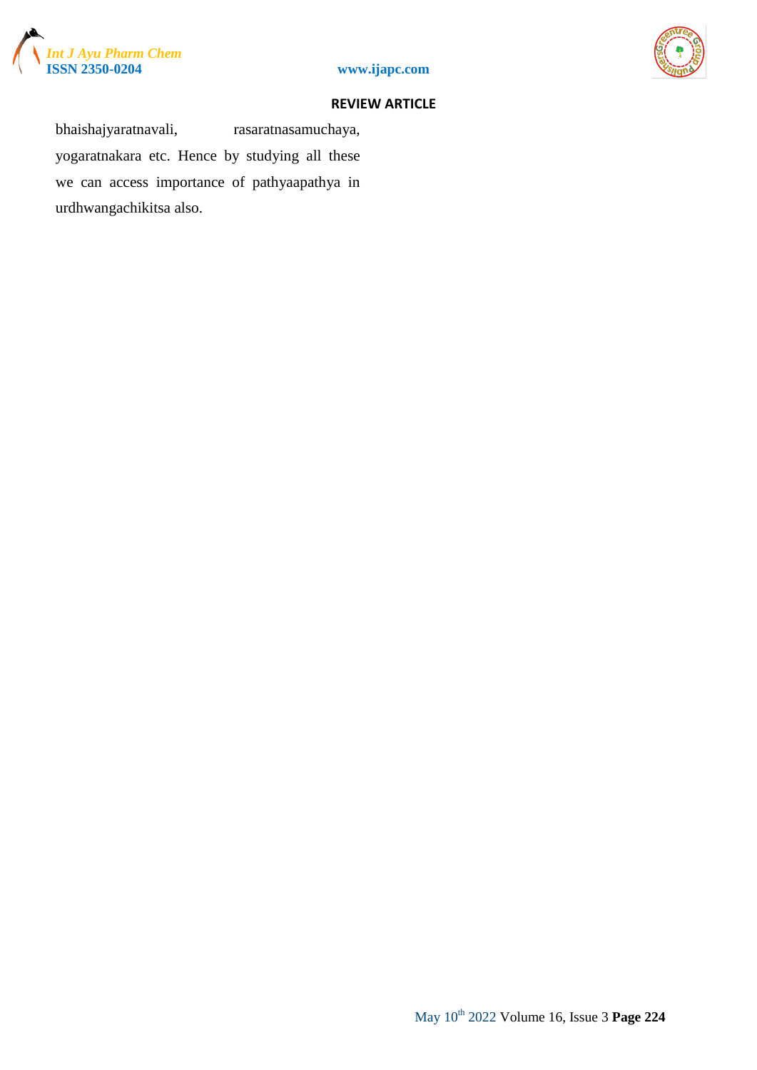bhaishajyaratnavali, rasaratnasamuchaya, yogaratnakara etc. Hence by studying all these we can access importance of pathyaapathya in urdhwangachikitsa also.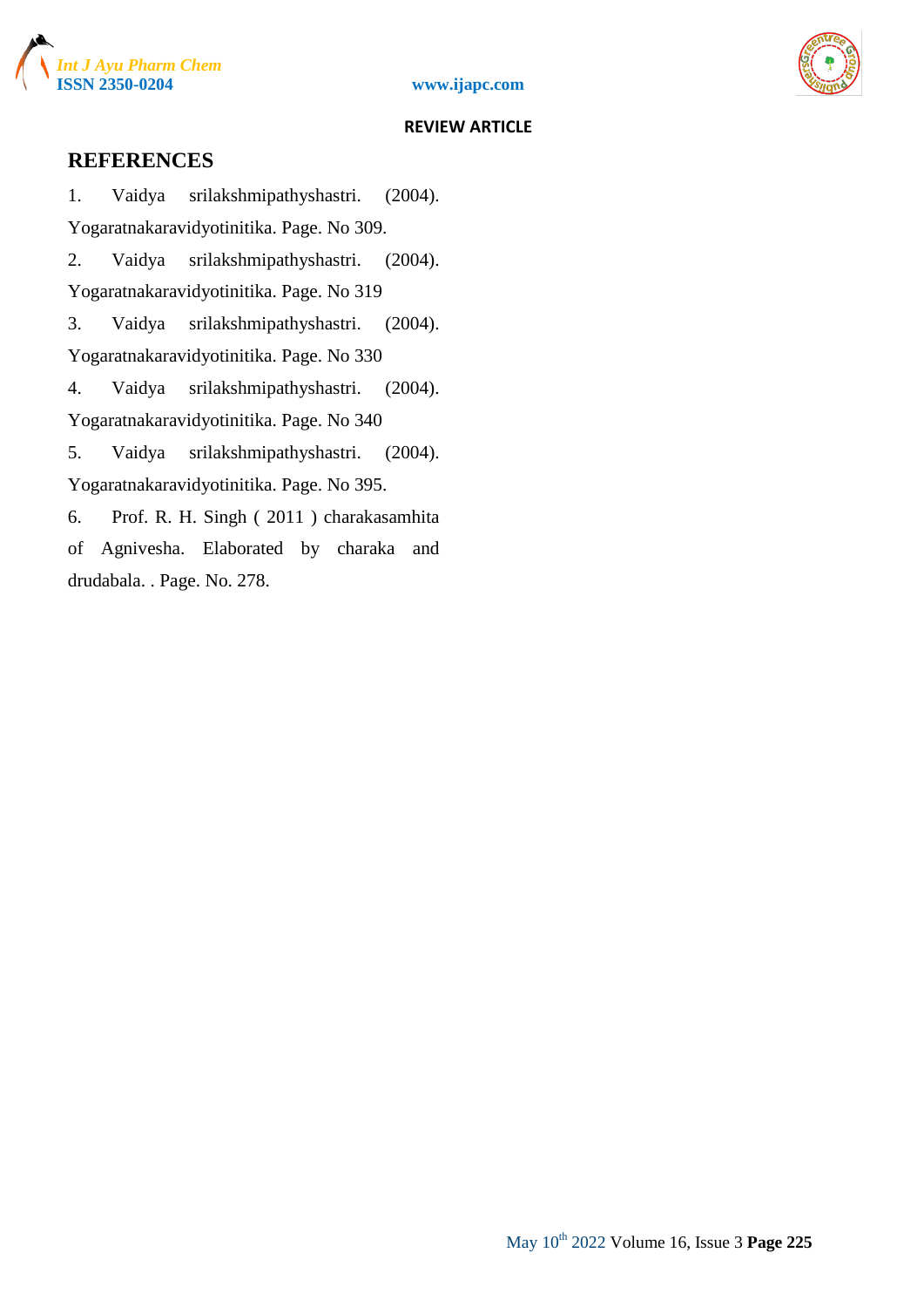## REFERENCES

1. Vaidya srilakshmipathyshastri. (2004). Yogaratnakaravidyotinitika. Page. No 309.
2. Vaidya srilakshmipathyshastri. (2004). Yogaratnakaravidyotinitika. Page. No 319
3. Vaidya srilakshmipathyshastri. (2004). Yogaratnakaravidyotinitika. Page. No 330
4. Vaidya srilakshmipathyshastri. (2004). Yogaratnakaravidyotinitika. Page. No 340
5. Vaidya srilakshmipathyshastri. (2004). Yogaratnakaravidyotinitika. Page. No 395.
6. Prof. R. H. Singh ( 2011 ) charakasamhita of Agnivesha. Elaborated by charaka and drudabala. . Page. No. 278.